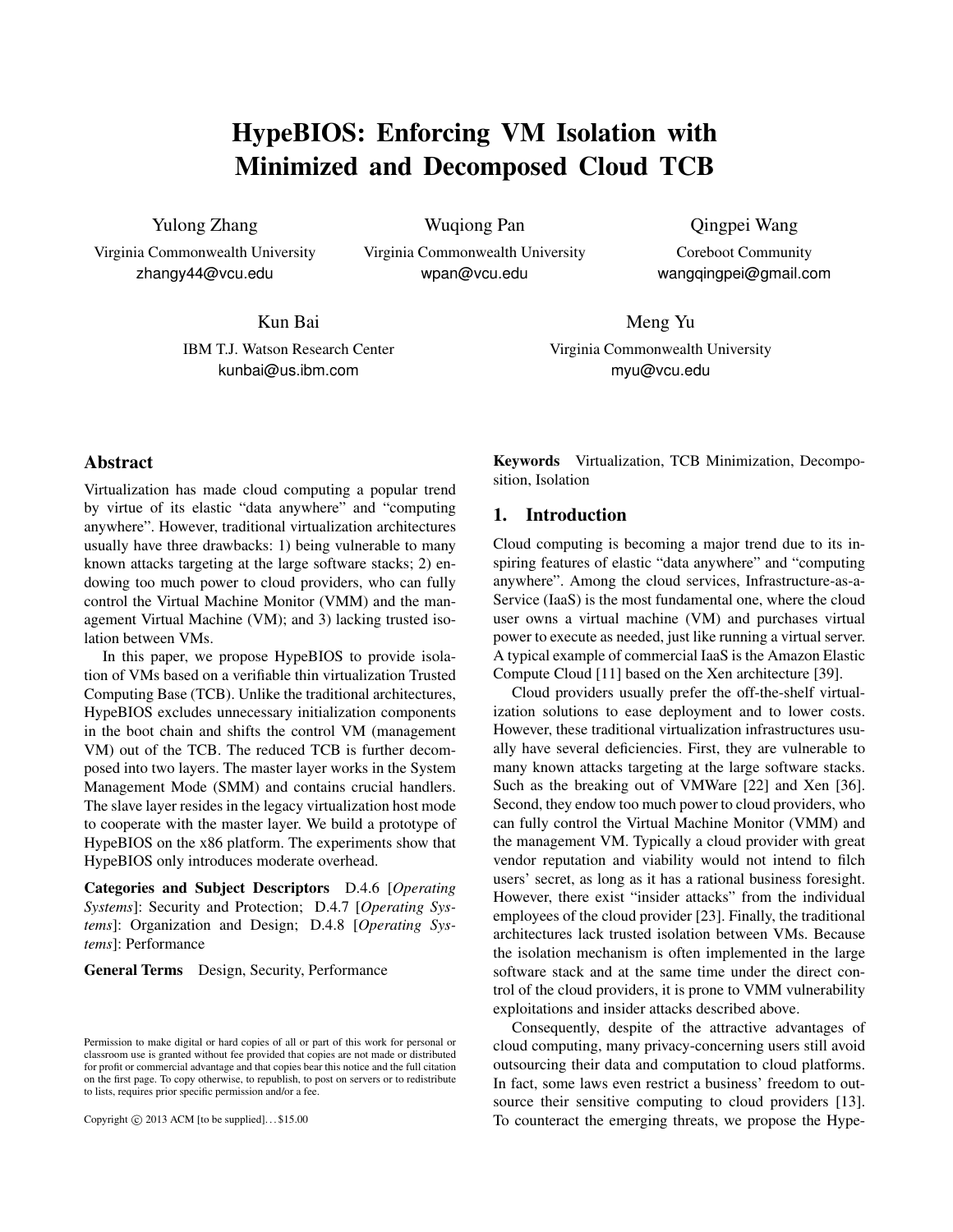# HypeBIOS: Enforcing VM Isolation with Minimized and Decomposed Cloud TCB

Yulong Zhang
Virginia Commonwealth University
zhangy44@vcu.edu

Wuqiong Pan
Virginia Commonwealth University
wpan@vcu.edu

Qingpei Wang
Coreboot Community
wangqingpei@gmail.com

Kun Bai
IBM T.J. Watson Research Center
kunbai@us.ibm.com

Meng Yu
Virginia Commonwealth University
myu@vcu.edu

## Abstract

Virtualization has made cloud computing a popular trend by virtue of its elastic "data anywhere" and "computing anywhere". However, traditional virtualization architectures usually have three drawbacks: 1) being vulnerable to many known attacks targeting at the large software stacks; 2) endowing too much power to cloud providers, who can fully control the Virtual Machine Monitor (VMM) and the management Virtual Machine (VM); and 3) lacking trusted isolation between VMs.

In this paper, we propose HypeBIOS to provide isolation of VMs based on a verifiable thin virtualization Trusted Computing Base (TCB). Unlike the traditional architectures, HypeBIOS excludes unnecessary initialization components in the boot chain and shifts the control VM (management VM) out of the TCB. The reduced TCB is further decomposed into two layers. The master layer works in the System Management Mode (SMM) and contains crucial handlers. The slave layer resides in the legacy virtualization host mode to cooperate with the master layer. We build a prototype of HypeBIOS on the x86 platform. The experiments show that HypeBIOS only introduces moderate overhead.

**Categories and Subject Descriptors** D.4.6 [*Operating Systems*]: Security and Protection; D.4.7 [*Operating Systems*]: Organization and Design; D.4.8 [*Operating Systems*]: Performance

**General Terms** Design, Security, Performance

Permission to make digital or hard copies of all or part of this work for personal or classroom use is granted without fee provided that copies are not made or distributed for profit or commercial advantage and that copies bear this notice and the full citation on the first page. To copy otherwise, to republish, to post on servers or to redistribute to lists, requires prior specific permission and/or a fee.

Copyright © 2013 ACM [to be supplied]. . . $15.00

**Keywords** Virtualization, TCB Minimization, Decomposition, Isolation

## 1. Introduction

Cloud computing is becoming a major trend due to its inspiring features of elastic "data anywhere" and "computing anywhere". Among the cloud services, Infrastructure-as-a-Service (IaaS) is the most fundamental one, where the cloud user owns a virtual machine (VM) and purchases virtual power to execute as needed, just like running a virtual server. A typical example of commercial IaaS is the Amazon Elastic Compute Cloud [11] based on the Xen architecture [39].

Cloud providers usually prefer the off-the-shelf virtualization solutions to ease deployment and to lower costs. However, these traditional virtualization infrastructures usually have several deficiencies. First, they are vulnerable to many known attacks targeting at the large software stacks. Such as the breaking out of VMWare [22] and Xen [36]. Second, they endow too much power to cloud providers, who can fully control the Virtual Machine Monitor (VMM) and the management VM. Typically a cloud provider with great vendor reputation and viability would not intend to filch users' secret, as long as it has a rational business foresight. However, there exist "insider attacks" from the individual employees of the cloud provider [23]. Finally, the traditional architectures lack trusted isolation between VMs. Because the isolation mechanism is often implemented in the large software stack and at the same time under the direct control of the cloud providers, it is prone to VMM vulnerability exploitations and insider attacks described above.

Consequently, despite of the attractive advantages of cloud computing, many privacy-concerning users still avoid outsourcing their data and computation to cloud platforms. In fact, some laws even restrict a business' freedom to outsource their sensitive computing to cloud providers [13]. To counteract the emerging threats, we propose the Hype-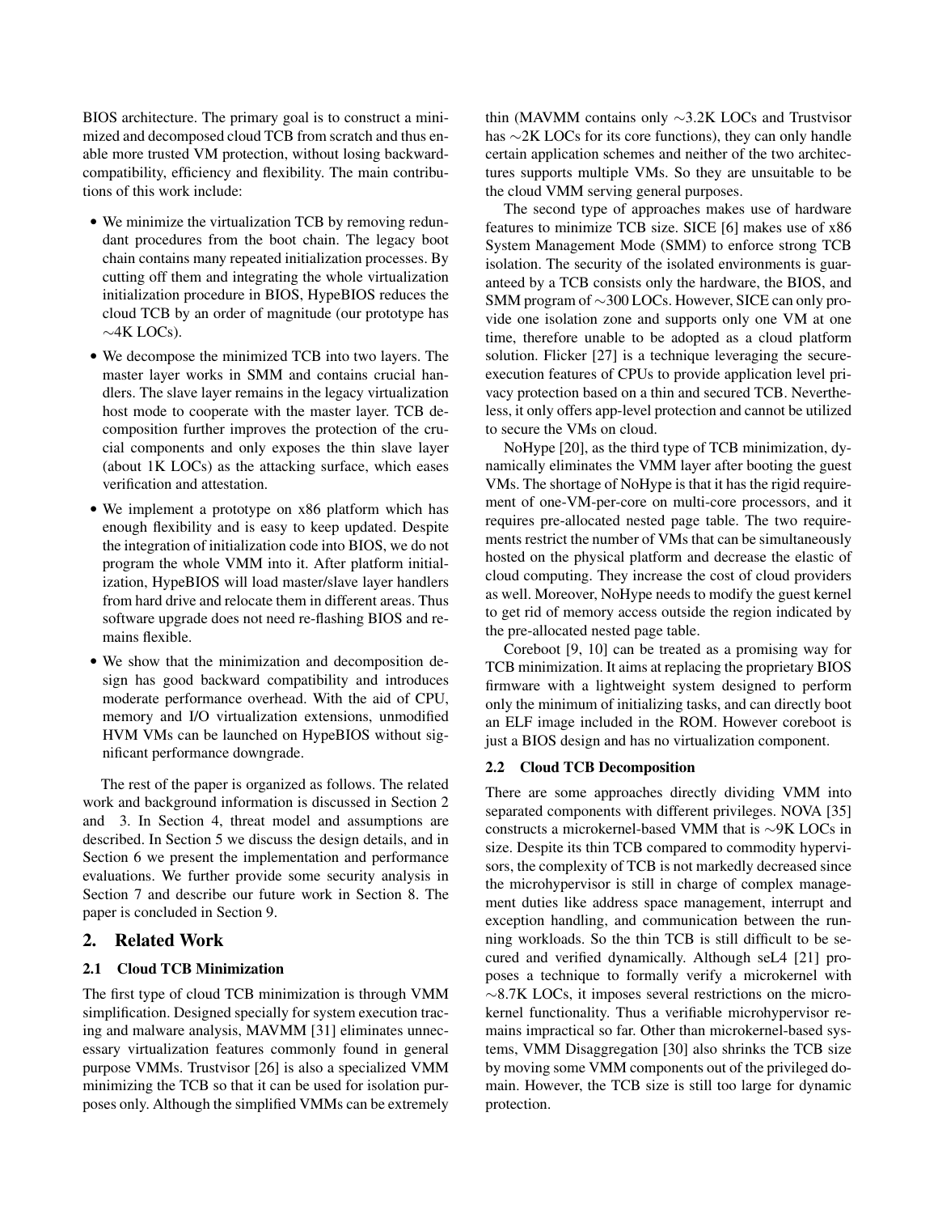BIOS architecture. The primary goal is to construct a minimized and decomposed cloud TCB from scratch and thus enable more trusted VM protection, without losing backward-compatibility, efficiency and flexibility. The main contributions of this work include:

- We minimize the virtualization TCB by removing redundant procedures from the boot chain. The legacy boot chain contains many repeated initialization processes. By cutting off them and integrating the whole virtualization initialization procedure in BIOS, HypeBIOS reduces the cloud TCB by an order of magnitude (our prototype has ∼4K LOCs).
- We decompose the minimized TCB into two layers. The master layer works in SMM and contains crucial handlers. The slave layer remains in the legacy virtualization host mode to cooperate with the master layer. TCB decomposition further improves the protection of the crucial components and only exposes the thin slave layer (about 1K LOCs) as the attacking surface, which eases verification and attestation.
- We implement a prototype on x86 platform which has enough flexibility and is easy to keep updated. Despite the integration of initialization code into BIOS, we do not program the whole VMM into it. After platform initialization, HypeBIOS will load master/slave layer handlers from hard drive and relocate them in different areas. Thus software upgrade does not need re-flashing BIOS and remains flexible.
- We show that the minimization and decomposition design has good backward compatibility and introduces moderate performance overhead. With the aid of CPU, memory and I/O virtualization extensions, unmodified HVM VMs can be launched on HypeBIOS without significant performance downgrade.

The rest of the paper is organized as follows. The related work and background information is discussed in Section 2 and 3. In Section 4, threat model and assumptions are described. In Section 5 we discuss the design details, and in Section 6 we present the implementation and performance evaluations. We further provide some security analysis in Section 7 and describe our future work in Section 8. The paper is concluded in Section 9.

## 2. Related Work

### 2.1 Cloud TCB Minimization

The first type of cloud TCB minimization is through VMM simplification. Designed specially for system execution tracing and malware analysis, MAVMM [31] eliminates unnecessary virtualization features commonly found in general purpose VMMs. Trustvisor [26] is also a specialized VMM minimizing the TCB so that it can be used for isolation purposes only. Although the simplified VMMs can be extremely thin (MAVMM contains only ∼3.2K LOCs and Trustvisor has ∼2K LOCs for its core functions), they can only handle certain application schemes and neither of the two architectures supports multiple VMs. So they are unsuitable to be the cloud VMM serving general purposes.

The second type of approaches makes use of hardware features to minimize TCB size. SICE [6] makes use of x86 System Management Mode (SMM) to enforce strong TCB isolation. The security of the isolated environments is guaranteed by a TCB consists only the hardware, the BIOS, and SMM program of ∼300 LOCs. However, SICE can only provide one isolation zone and supports only one VM at one time, therefore unable to be adopted as a cloud platform solution. Flicker [27] is a technique leveraging the secure-execution features of CPUs to provide application level privacy protection based on a thin and secured TCB. Nevertheless, it only offers app-level protection and cannot be utilized to secure the VMs on cloud.

NoHype [20], as the third type of TCB minimization, dynamically eliminates the VMM layer after booting the guest VMs. The shortage of NoHype is that it has the rigid requirement of one-VM-per-core on multi-core processors, and it requires pre-allocated nested page table. The two requirements restrict the number of VMs that can be simultaneously hosted on the physical platform and decrease the elastic of cloud computing. They increase the cost of cloud providers as well. Moreover, NoHype needs to modify the guest kernel to get rid of memory access outside the region indicated by the pre-allocated nested page table.

Coreboot [9, 10] can be treated as a promising way for TCB minimization. It aims at replacing the proprietary BIOS firmware with a lightweight system designed to perform only the minimum of initializing tasks, and can directly boot an ELF image included in the ROM. However coreboot is just a BIOS design and has no virtualization component.

### 2.2 Cloud TCB Decomposition

There are some approaches directly dividing VMM into separated components with different privileges. NOVA [35] constructs a microkernel-based VMM that is ∼9K LOCs in size. Despite its thin TCB compared to commodity hypervisors, the complexity of TCB is not markedly decreased since the microhypervisor is still in charge of complex management duties like address space management, interrupt and exception handling, and communication between the running workloads. So the thin TCB is still difficult to be secured and verified dynamically. Although seL4 [21] proposes a technique to formally verify a microkernel with ∼8.7K LOCs, it imposes several restrictions on the microkernel functionality. Thus a verifiable microhypervisor remains impractical so far. Other than microkernel-based systems, VMM Disaggregation [30] also shrinks the TCB size by moving some VMM components out of the privileged domain. However, the TCB size is still too large for dynamic protection.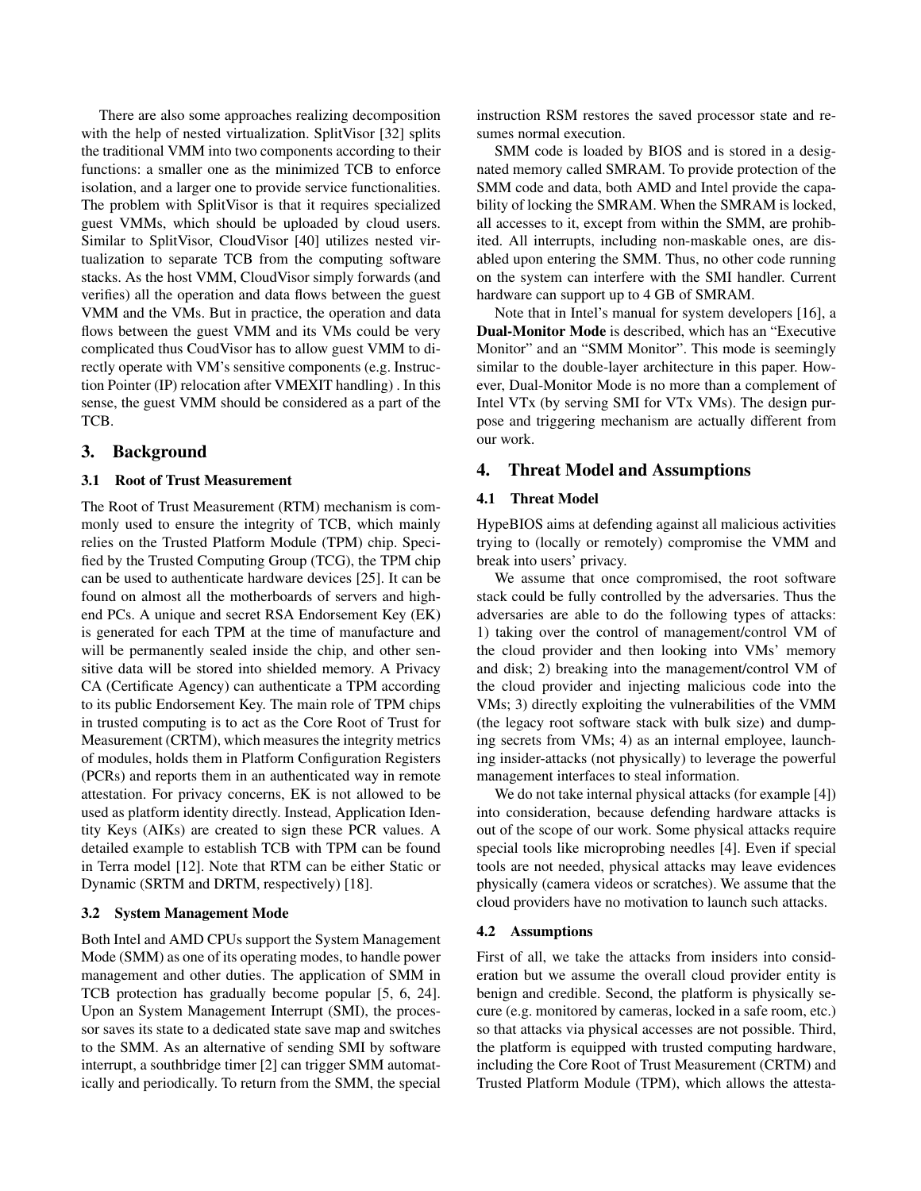There are also some approaches realizing decomposition with the help of nested virtualization. SplitVisor [32] splits the traditional VMM into two components according to their functions: a smaller one as the minimized TCB to enforce isolation, and a larger one to provide service functionalities. The problem with SplitVisor is that it requires specialized guest VMMs, which should be uploaded by cloud users. Similar to SplitVisor, CloudVisor [40] utilizes nested virtualization to separate TCB from the computing software stacks. As the host VMM, CloudVisor simply forwards (and verifies) all the operation and data flows between the guest VMM and the VMs. But in practice, the operation and data flows between the guest VMM and its VMs could be very complicated thus CoudVisor has to allow guest VMM to directly operate with VM's sensitive components (e.g. Instruction Pointer (IP) relocation after VMEXIT handling) . In this sense, the guest VMM should be considered as a part of the TCB.

## 3. Background

### 3.1 Root of Trust Measurement

The Root of Trust Measurement (RTM) mechanism is commonly used to ensure the integrity of TCB, which mainly relies on the Trusted Platform Module (TPM) chip. Specified by the Trusted Computing Group (TCG), the TPM chip can be used to authenticate hardware devices [25]. It can be found on almost all the motherboards of servers and high-end PCs. A unique and secret RSA Endorsement Key (EK) is generated for each TPM at the time of manufacture and will be permanently sealed inside the chip, and other sensitive data will be stored into shielded memory. A Privacy CA (Certificate Agency) can authenticate a TPM according to its public Endorsement Key. The main role of TPM chips in trusted computing is to act as the Core Root of Trust for Measurement (CRTM), which measures the integrity metrics of modules, holds them in Platform Configuration Registers (PCRs) and reports them in an authenticated way in remote attestation. For privacy concerns, EK is not allowed to be used as platform identity directly. Instead, Application Identity Keys (AIKs) are created to sign these PCR values. A detailed example to establish TCB with TPM can be found in Terra model [12]. Note that RTM can be either Static or Dynamic (SRTM and DRTM, respectively) [18].

### 3.2 System Management Mode

Both Intel and AMD CPUs support the System Management Mode (SMM) as one of its operating modes, to handle power management and other duties. The application of SMM in TCB protection has gradually become popular [5, 6, 24]. Upon an System Management Interrupt (SMI), the processor saves its state to a dedicated state save map and switches to the SMM. As an alternative of sending SMI by software interrupt, a southbridge timer [2] can trigger SMM automatically and periodically. To return from the SMM, the special instruction RSM restores the saved processor state and resumes normal execution.

SMM code is loaded by BIOS and is stored in a designated memory called SMRAM. To provide protection of the SMM code and data, both AMD and Intel provide the capability of locking the SMRAM. When the SMRAM is locked, all accesses to it, except from within the SMM, are prohibited. All interrupts, including non-maskable ones, are disabled upon entering the SMM. Thus, no other code running on the system can interfere with the SMI handler. Current hardware can support up to 4 GB of SMRAM.

Note that in Intel's manual for system developers [16], a **Dual-Monitor Mode** is described, which has an "Executive Monitor" and an "SMM Monitor". This mode is seemingly similar to the double-layer architecture in this paper. However, Dual-Monitor Mode is no more than a complement of Intel VTx (by serving SMI for VTx VMs). The design purpose and triggering mechanism are actually different from our work.

## 4. Threat Model and Assumptions

### 4.1 Threat Model

HypeBIOS aims at defending against all malicious activities trying to (locally or remotely) compromise the VMM and break into users' privacy.

We assume that once compromised, the root software stack could be fully controlled by the adversaries. Thus the adversaries are able to do the following types of attacks: 1) taking over the control of management/control VM of the cloud provider and then looking into VMs' memory and disk; 2) breaking into the management/control VM of the cloud provider and injecting malicious code into the VMs; 3) directly exploiting the vulnerabilities of the VMM (the legacy root software stack with bulk size) and dumping secrets from VMs; 4) as an internal employee, launching insider-attacks (not physically) to leverage the powerful management interfaces to steal information.

We do not take internal physical attacks (for example [4]) into consideration, because defending hardware attacks is out of the scope of our work. Some physical attacks require special tools like microprobing needles [4]. Even if special tools are not needed, physical attacks may leave evidences physically (camera videos or scratches). We assume that the cloud providers have no motivation to launch such attacks.

### 4.2 Assumptions

First of all, we take the attacks from insiders into consideration but we assume the overall cloud provider entity is benign and credible. Second, the platform is physically secure (e.g. monitored by cameras, locked in a safe room, etc.) so that attacks via physical accesses are not possible. Third, the platform is equipped with trusted computing hardware, including the Core Root of Trust Measurement (CRTM) and Trusted Platform Module (TPM), which allows the attesta-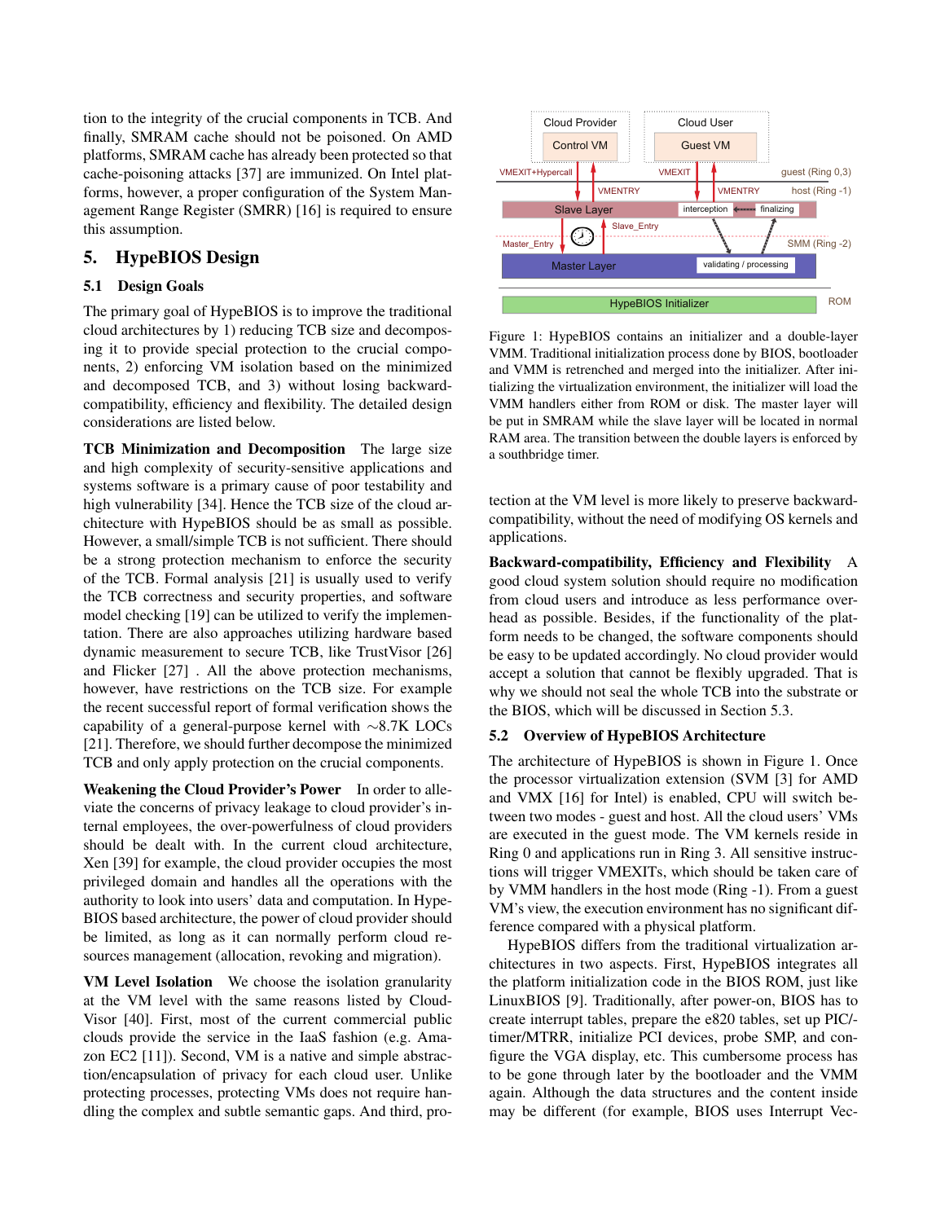tion to the integrity of the crucial components in TCB. And finally, SMRAM cache should not be poisoned. On AMD platforms, SMRAM cache has already been protected so that cache-poisoning attacks [37] are immunized. On Intel platforms, however, a proper configuration of the System Management Range Register (SMRR) [16] is required to ensure this assumption.

## 5. HypeBIOS Design

### 5.1 Design Goals

The primary goal of HypeBIOS is to improve the traditional cloud architectures by 1) reducing TCB size and decomposing it to provide special protection to the crucial components, 2) enforcing VM isolation based on the minimized and decomposed TCB, and 3) without losing backward-compatibility, efficiency and flexibility. The detailed design considerations are listed below.

**TCB Minimization and Decomposition** The large size and high complexity of security-sensitive applications and systems software is a primary cause of poor testability and high vulnerability [34]. Hence the TCB size of the cloud architecture with HypeBIOS should be as small as possible. However, a small/simple TCB is not sufficient. There should be a strong protection mechanism to enforce the security of the TCB. Formal analysis [21] is usually used to verify the TCB correctness and security properties, and software model checking [19] can be utilized to verify the implementation. There are also approaches utilizing hardware based dynamic measurement to secure TCB, like TrustVisor [26] and Flicker [27] . All the above protection mechanisms, however, have restrictions on the TCB size. For example the recent successful report of formal verification shows the capability of a general-purpose kernel with $\sim$8.7K LOCs [21]. Therefore, we should further decompose the minimized TCB and only apply protection on the crucial components.

**Weakening the Cloud Provider's Power** In order to alleviate the concerns of privacy leakage to cloud provider's internal employees, the over-powerfulness of cloud providers should be dealt with. In the current cloud architecture, Xen [39] for example, the cloud provider occupies the most privileged domain and handles all the operations with the authority to look into users' data and computation. In HypeBIOS based architecture, the power of cloud provider should be limited, as long as it can normally perform cloud resources management (allocation, revoking and migration).

**VM Level Isolation** We choose the isolation granularity at the VM level with the same reasons listed by CloudVisor [40]. First, most of the current commercial public clouds provide the service in the IaaS fashion (e.g. Amazon EC2 [11]). Second, VM is a native and simple abstraction/encapsulation of privacy for each cloud user. Unlike protecting processes, protecting VMs does not require handling the complex and subtle semantic gaps. And third, protection at the VM level is more likely to preserve backward-compatibility, without the need of modifying OS kernels and applications.

Figure 1: HypeBIOS contains an initializer and a double-layer VMM. Traditional initialization process done by BIOS, bootloader and VMM is retrenched and merged into the initializer. After initializing the virtualization environment, the initializer will load the VMM handlers either from ROM or disk. The master layer will be put in SMRAM while the slave layer will be located in normal RAM area. The transition between the double layers is enforced by a southbridge timer.

**Backward-compatibility, Efficiency and Flexibility** A good cloud system solution should require no modification from cloud users and introduce as less performance overhead as possible. Besides, if the functionality of the platform needs to be changed, the software components should be easy to be updated accordingly. No cloud provider would accept a solution that cannot be flexibly upgraded. That is why we should not seal the whole TCB into the substrate or the BIOS, which will be discussed in Section 5.3.

### 5.2 Overview of HypeBIOS Architecture

The architecture of HypeBIOS is shown in Figure 1. Once the processor virtualization extension (SVM [3] for AMD and VMX [16] for Intel) is enabled, CPU will switch between two modes - guest and host. All the cloud users' VMs are executed in the guest mode. The VM kernels reside in Ring 0 and applications run in Ring 3. All sensitive instructions will trigger VMEXITs, which should be taken care of by VMM handlers in the host mode (Ring -1). From a guest VM's view, the execution environment has no significant difference compared with a physical platform.

HypeBIOS differs from the traditional virtualization architectures in two aspects. First, HypeBIOS integrates all the platform initialization code in the BIOS ROM, just like LinuxBIOS [9]. Traditionally, after power-on, BIOS has to create interrupt tables, prepare the e820 tables, set up PIC/-timer/MTRR, initialize PCI devices, probe SMP, and configure the VGA display, etc. This cumbersome process has to be gone through later by the bootloader and the VMM again. Although the data structures and the content inside may be different (for example, BIOS uses Interrupt Vec-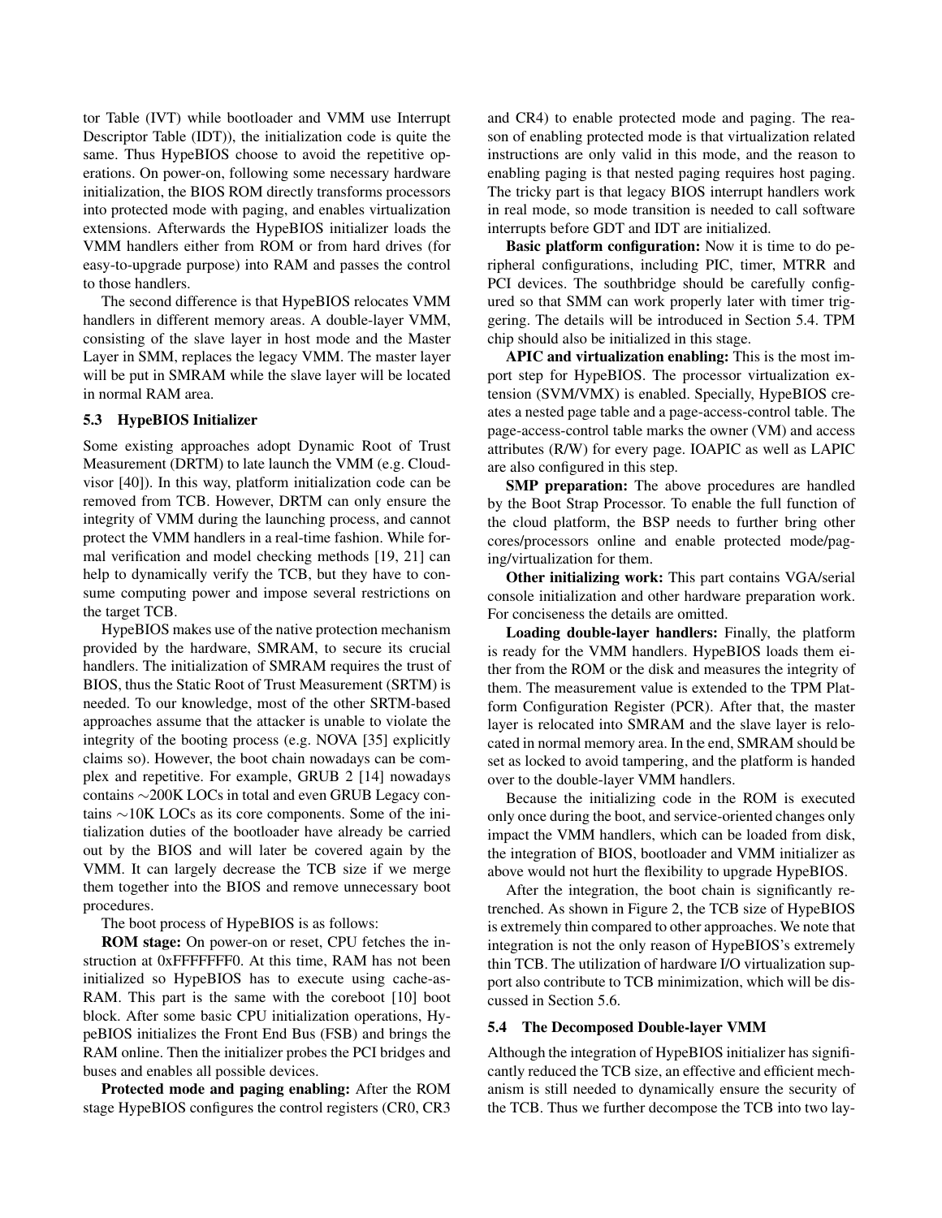tor Table (IVT) while bootloader and VMM use Interrupt Descriptor Table (IDT)), the initialization code is quite the same. Thus HypeBIOS choose to avoid the repetitive operations. On power-on, following some necessary hardware initialization, the BIOS ROM directly transforms processors into protected mode with paging, and enables virtualization extensions. Afterwards the HypeBIOS initializer loads the VMM handlers either from ROM or from hard drives (for easy-to-upgrade purpose) into RAM and passes the control to those handlers.

The second difference is that HypeBIOS relocates VMM handlers in different memory areas. A double-layer VMM, consisting of the slave layer in host mode and the Master Layer in SMM, replaces the legacy VMM. The master layer will be put in SMRAM while the slave layer will be located in normal RAM area.

### 5.3 HypeBIOS Initializer

Some existing approaches adopt Dynamic Root of Trust Measurement (DRTM) to late launch the VMM (e.g. Cloudvisor [40]). In this way, platform initialization code can be removed from TCB. However, DRTM can only ensure the integrity of VMM during the launching process, and cannot protect the VMM handlers in a real-time fashion. While formal verification and model checking methods [19, 21] can help to dynamically verify the TCB, but they have to consume computing power and impose several restrictions on the target TCB.

HypeBIOS makes use of the native protection mechanism provided by the hardware, SMRAM, to secure its crucial handlers. The initialization of SMRAM requires the trust of BIOS, thus the Static Root of Trust Measurement (SRTM) is needed. To our knowledge, most of the other SRTM-based approaches assume that the attacker is unable to violate the integrity of the booting process (e.g. NOVA [35] explicitly claims so). However, the boot chain nowadays can be complex and repetitive. For example, GRUB 2 [14] nowadays contains ∼200K LOCs in total and even GRUB Legacy contains ∼10K LOCs as its core components. Some of the initialization duties of the bootloader have already be carried out by the BIOS and will later be covered again by the VMM. It can largely decrease the TCB size if we merge them together into the BIOS and remove unnecessary boot procedures.

The boot process of HypeBIOS is as follows:

**ROM stage:** On power-on or reset, CPU fetches the instruction at 0xFFFFFFF0. At this time, RAM has not been initialized so HypeBIOS has to execute using cache-as-RAM. This part is the same with the coreboot [10] boot block. After some basic CPU initialization operations, HypeBIOS initializes the Front End Bus (FSB) and brings the RAM online. Then the initializer probes the PCI bridges and buses and enables all possible devices.

**Protected mode and paging enabling:** After the ROM stage HypeBIOS configures the control registers (CR0, CR3 and CR4) to enable protected mode and paging. The reason of enabling protected mode is that virtualization related instructions are only valid in this mode, and the reason to enabling paging is that nested paging requires host paging. The tricky part is that legacy BIOS interrupt handlers work in real mode, so mode transition is needed to call software interrupts before GDT and IDT are initialized.

**Basic platform configuration:** Now it is time to do peripheral configurations, including PIC, timer, MTRR and PCI devices. The southbridge should be carefully configured so that SMM can work properly later with timer triggering. The details will be introduced in Section 5.4. TPM chip should also be initialized in this stage.

**APIC and virtualization enabling:** This is the most import step for HypeBIOS. The processor virtualization extension (SVM/VMX) is enabled. Specially, HypeBIOS creates a nested page table and a page-access-control table. The page-access-control table marks the owner (VM) and access attributes (R/W) for every page. IOAPIC as well as LAPIC are also configured in this step.

**SMP preparation:** The above procedures are handled by the Boot Strap Processor. To enable the full function of the cloud platform, the BSP needs to further bring other cores/processors online and enable protected mode/paging/virtualization for them.

**Other initializing work:** This part contains VGA/serial console initialization and other hardware preparation work. For conciseness the details are omitted.

**Loading double-layer handlers:** Finally, the platform is ready for the VMM handlers. HypeBIOS loads them either from the ROM or the disk and measures the integrity of them. The measurement value is extended to the TPM Platform Configuration Register (PCR). After that, the master layer is relocated into SMRAM and the slave layer is relocated in normal memory area. In the end, SMRAM should be set as locked to avoid tampering, and the platform is handed over to the double-layer VMM handlers.

Because the initializing code in the ROM is executed only once during the boot, and service-oriented changes only impact the VMM handlers, which can be loaded from disk, the integration of BIOS, bootloader and VMM initializer as above would not hurt the flexibility to upgrade HypeBIOS.

After the integration, the boot chain is significantly retrenched. As shown in Figure 2, the TCB size of HypeBIOS is extremely thin compared to other approaches. We note that integration is not the only reason of HypeBIOS's extremely thin TCB. The utilization of hardware I/O virtualization support also contribute to TCB minimization, which will be discussed in Section 5.6.

### 5.4 The Decomposed Double-layer VMM

Although the integration of HypeBIOS initializer has significantly reduced the TCB size, an effective and efficient mechanism is still needed to dynamically ensure the security of the TCB. Thus we further decompose the TCB into two lay-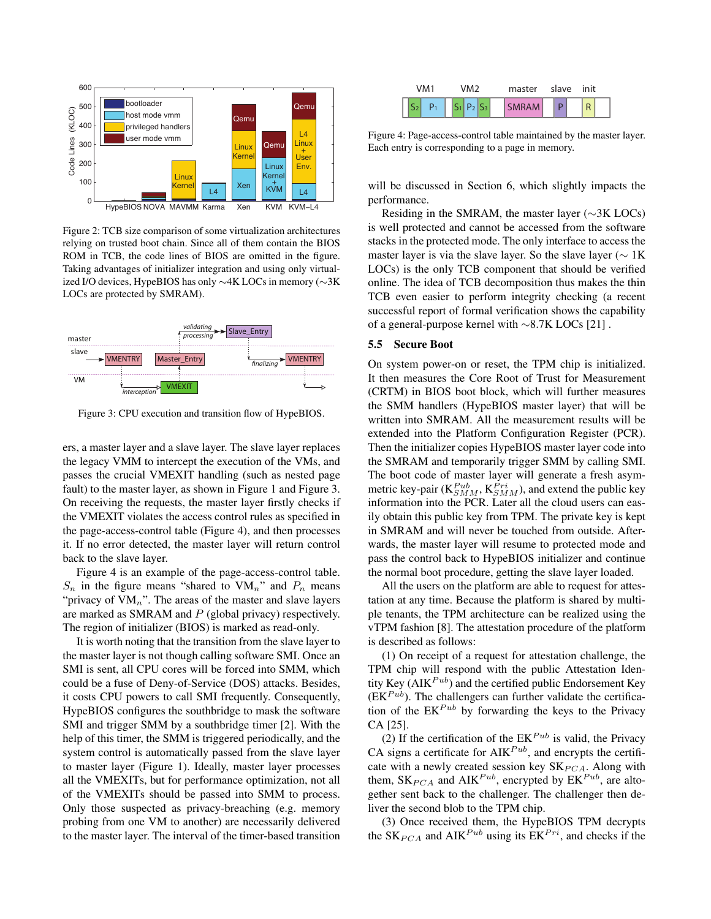Figure 2: TCB size comparison of some virtualization architectures relying on trusted boot chain. Since all of them contain the BIOS ROM in TCB, the code lines of BIOS are omitted in the figure. Taking advantages of initializer integration and using only virtualized I/O devices, HypeBIOS has only ~4K LOCs in memory (~3K LOCs are protected by SMRAM).

Figure 3: CPU execution and transition flow of HypeBIOS.

ers, a master layer and a slave layer. The slave layer replaces the legacy VMM to intercept the execution of the VMs, and passes the crucial VMEXIT handling (such as nested page fault) to the master layer, as shown in Figure 1 and Figure 3. On receiving the requests, the master layer firstly checks if the VMEXIT violates the access control rules as specified in the page-access-control table (Figure 4), and then processes it. If no error detected, the master layer will return control back to the slave layer.

Figure 4 is an example of the page-access-control table. $S_n$ in the figure means "shared to VM$_n$" and $P_n$ means "privacy of VM$_n$". The areas of the master and slave layers are marked as SMRAM and $P$ (global privacy) respectively. The region of initializer (BIOS) is marked as read-only.

It is worth noting that the transition from the slave layer to the master layer is not though calling software SMI. Once an SMI is sent, all CPU cores will be forced into SMM, which could be a fuse of Deny-of-Service (DOS) attacks. Besides, it costs CPU powers to call SMI frequently. Consequently, HypeBIOS configures the southbridge to mask the software SMI and trigger SMM by a southbridge timer [2]. With the help of this timer, the SMM is triggered periodically, and the system control is automatically passed from the slave layer to master layer (Figure 1). Ideally, master layer processes all the VMEXITs, but for performance optimization, not all of the VMEXITs should be passed into SMM to process. Only those suspected as privacy-breaching (e.g. memory probing from one VM to another) are necessarily delivered to the master layer. The interval of the timer-based transition

Figure 4: Page-access-control table maintained by the master layer. Each entry is corresponding to a page in memory.

will be discussed in Section 6, which slightly impacts the performance.

Residing in the SMRAM, the master layer (~3K LOCs) is well protected and cannot be accessed from the software stacks in the protected mode. The only interface to access the master layer is via the slave layer. So the slave layer (~ 1K LOCs) is the only TCB component that should be verified online. The idea of TCB decomposition thus makes the thin TCB even easier to perform integrity checking (a recent successful report of formal verification shows the capability of a general-purpose kernel with ~8.7K LOCs [21] .

### 5.5 Secure Boot

On system power-on or reset, the TPM chip is initialized. It then measures the Core Root of Trust for Measurement (CRTM) in BIOS boot block, which will further measures the SMM handlers (HypeBIOS master layer) that will be written into SMRAM. All the measurement results will be extended into the Platform Configuration Register (PCR). Then the initializer copies HypeBIOS master layer code into the SMRAM and temporarily trigger SMM by calling SMI. The boot code of master layer will generate a fresh asymmetric key-pair ($K^{Pub}_{SMM}$, $K^{Pri}_{SMM}$), and extend the public key information into the PCR. Later all the cloud users can easily obtain this public key from TPM. The private key is kept in SMRAM and will never be touched from outside. Afterwards, the master layer will resume to protected mode and pass the control back to HypeBIOS initializer and continue the normal boot procedure, getting the slave layer loaded.

All the users on the platform are able to request for attestation at any time. Because the platform is shared by multiple tenants, the TPM architecture can be realized using the vTPM fashion [8]. The attestation procedure of the platform is described as follows:

(1) On receipt of a request for attestation challenge, the TPM chip will respond with the public Attestation Identity Key (AIK$^{Pub}$) and the certified public Endorsement Key (EK$^{Pub}$). The challengers can further validate the certification of the EK$^{Pub}$ by forwarding the keys to the Privacy CA [25].

(2) If the certification of the EK$^{Pub}$ is valid, the Privacy CA signs a certificate for AIK$^{Pub}$, and encrypts the certificate with a newly created session key SK$_{PCA}$. Along with them, SK$_{PCA}$ and AIK$^{Pub}$, encrypted by EK$^{Pub}$, are altogether sent back to the challenger. The challenger then deliver the second blob to the TPM chip.

(3) Once received them, the HypeBIOS TPM decrypts the SK$_{PCA}$ and AIK$^{Pub}$ using its EK$^{Pri}$, and checks if the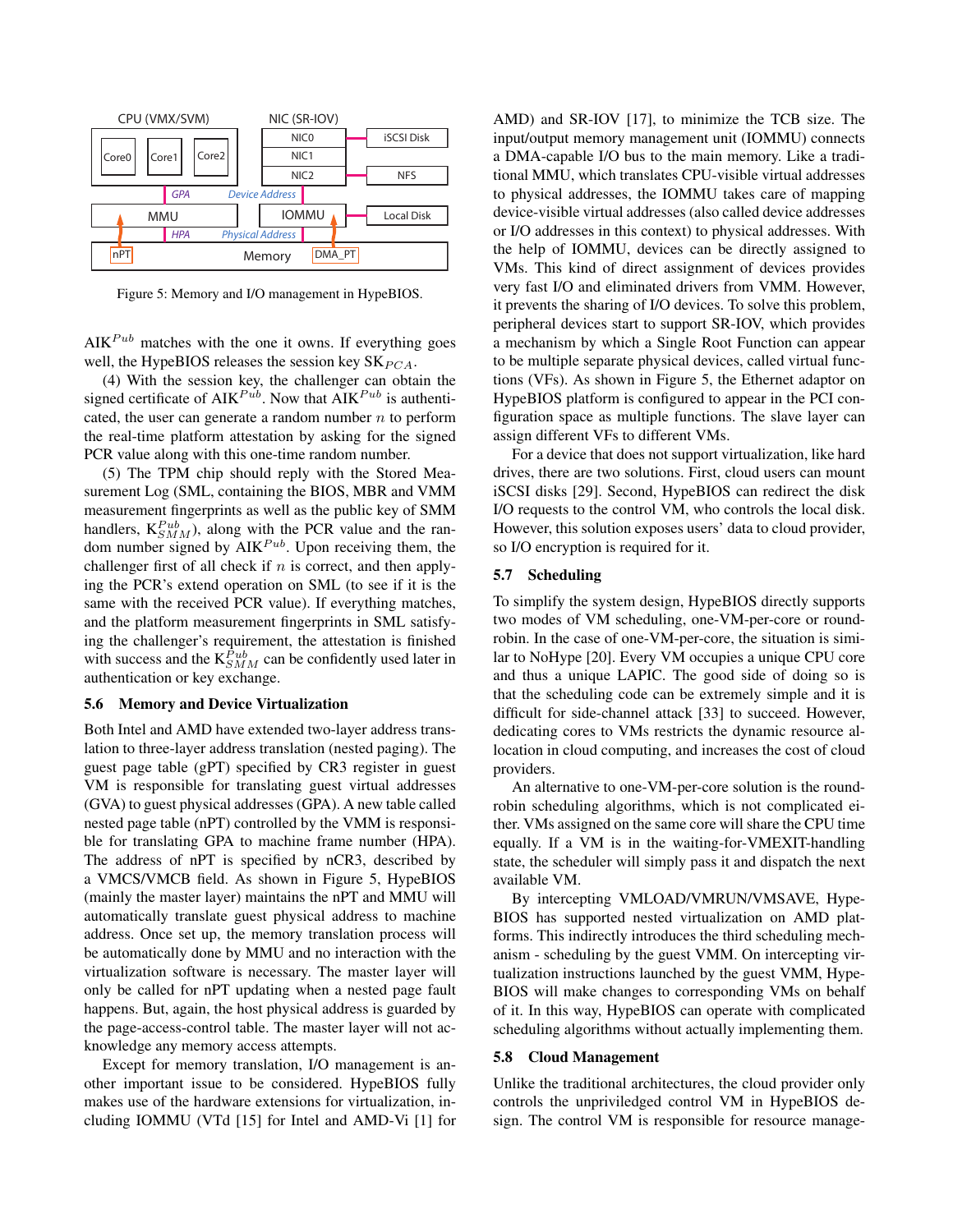Figure 5: Memory and I/O management in HypeBIOS.

$AIK^{Pub}$ matches with the one it owns. If everything goes well, the HypeBIOS releases the session key $SK_{PCA}$.

(4) With the session key, the challenger can obtain the signed certificate of $AIK^{Pub}$. Now that $AIK^{Pub}$ is authenticated, the user can generate a random number $n$ to perform the real-time platform attestation by asking for the signed PCR value along with this one-time random number.

(5) The TPM chip should reply with the Stored Measurement Log (SML, containing the BIOS, MBR and VMM measurement fingerprints as well as the public key of SMM handlers, $K^{Pub}_{SMM}$), along with the PCR value and the random number signed by $AIK^{Pub}$. Upon receiving them, the challenger first of all check if $n$ is correct, and then applying the PCR's extend operation on SML (to see if it is the same with the received PCR value). If everything matches, and the platform measurement fingerprints in SML satisfying the challenger's requirement, the attestation is finished with success and the $K^{Pub}_{SMM}$ can be confidently used later in authentication or key exchange.

### 5.6 Memory and Device Virtualization

Both Intel and AMD have extended two-layer address translation to three-layer address translation (nested paging). The guest page table (gPT) specified by CR3 register in guest VM is responsible for translating guest virtual addresses (GVA) to guest physical addresses (GPA). A new table called nested page table (nPT) controlled by the VMM is responsible for translating GPA to machine frame number (HPA). The address of nPT is specified by nCR3, described by a VMCS/VMCB field. As shown in Figure 5, HypeBIOS (mainly the master layer) maintains the nPT and MMU will automatically translate guest physical address to machine address. Once set up, the memory translation process will be automatically done by MMU and no interaction with the virtualization software is necessary. The master layer will only be called for nPT updating when a nested page fault happens. But, again, the host physical address is guarded by the page-access-control table. The master layer will not acknowledge any memory access attempts.

Except for memory translation, I/O management is another important issue to be considered. HypeBIOS fully makes use of the hardware extensions for virtualization, including IOMMU (VTd [15] for Intel and AMD-Vi [1] for AMD) and SR-IOV [17], to minimize the TCB size. The input/output memory management unit (IOMMU) connects a DMA-capable I/O bus to the main memory. Like a traditional MMU, which translates CPU-visible virtual addresses to physical addresses, the IOMMU takes care of mapping device-visible virtual addresses (also called device addresses or I/O addresses in this context) to physical addresses. With the help of IOMMU, devices can be directly assigned to VMs. This kind of direct assignment of devices provides very fast I/O and eliminated drivers from VMM. However, it prevents the sharing of I/O devices. To solve this problem, peripheral devices start to support SR-IOV, which provides a mechanism by which a Single Root Function can appear to be multiple separate physical devices, called virtual functions (VFs). As shown in Figure 5, the Ethernet adaptor on HypeBIOS platform is configured to appear in the PCI configuration space as multiple functions. The slave layer can assign different VFs to different VMs.

For a device that does not support virtualization, like hard drives, there are two solutions. First, cloud users can mount iSCSI disks [29]. Second, HypeBIOS can redirect the disk I/O requests to the control VM, who controls the local disk. However, this solution exposes users' data to cloud provider, so I/O encryption is required for it.

### 5.7 Scheduling

To simplify the system design, HypeBIOS directly supports two modes of VM scheduling, one-VM-per-core or round-robin. In the case of one-VM-per-core, the situation is similar to NoHype [20]. Every VM occupies a unique CPU core and thus a unique LAPIC. The good side of doing so is that the scheduling code can be extremely simple and it is difficult for side-channel attack [33] to succeed. However, dedicating cores to VMs restricts the dynamic resource allocation in cloud computing, and increases the cost of cloud providers.

An alternative to one-VM-per-core solution is the round-robin scheduling algorithms, which is not complicated either. VMs assigned on the same core will share the CPU time equally. If a VM is in the waiting-for-VMEXIT-handling state, the scheduler will simply pass it and dispatch the next available VM.

By intercepting VMLOAD/VMRUN/VMSAVE, HypeBIOS has supported nested virtualization on AMD platforms. This indirectly introduces the third scheduling mechanism - scheduling by the guest VMM. On intercepting virtualization instructions launched by the guest VMM, HypeBIOS will make changes to corresponding VMs on behalf of it. In this way, HypeBIOS can operate with complicated scheduling algorithms without actually implementing them.

### 5.8 Cloud Management

Unlike the traditional architectures, the cloud provider only controls the unpriviledged control VM in HypeBIOS design. The control VM is responsible for resource manage-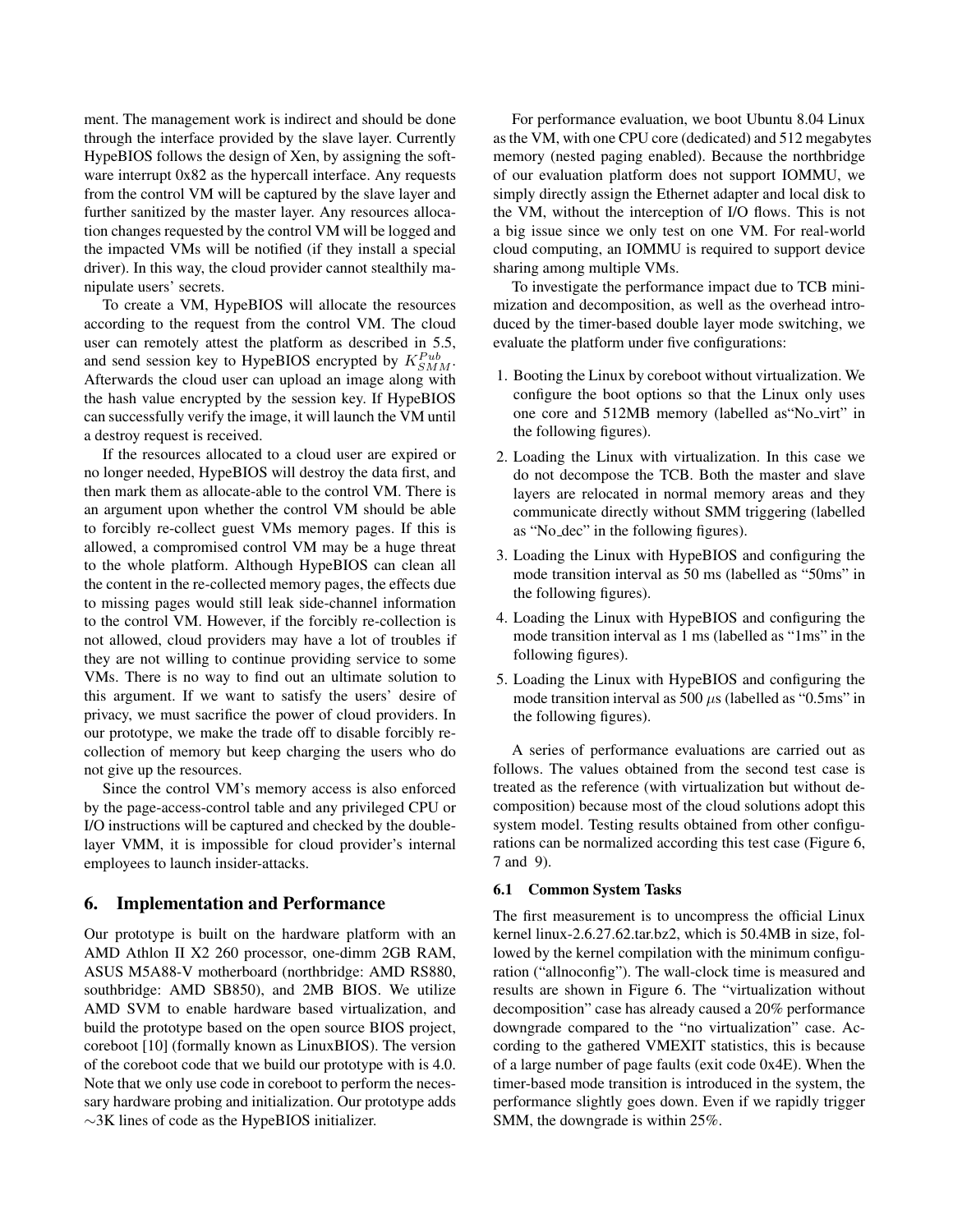ment. The management work is indirect and should be done through the interface provided by the slave layer. Currently HypeBIOS follows the design of Xen, by assigning the software interrupt 0x82 as the hypercall interface. Any requests from the control VM will be captured by the slave layer and further sanitized by the master layer. Any resources allocation changes requested by the control VM will be logged and the impacted VMs will be notified (if they install a special driver). In this way, the cloud provider cannot stealthily manipulate users' secrets.

To create a VM, HypeBIOS will allocate the resources according to the request from the control VM. The cloud user can remotely attest the platform as described in 5.5, and send session key to HypeBIOS encrypted by $K_{SMM}^{Pub}$. Afterwards the cloud user can upload an image along with the hash value encrypted by the session key. If HypeBIOS can successfully verify the image, it will launch the VM until a destroy request is received.

If the resources allocated to a cloud user are expired or no longer needed, HypeBIOS will destroy the data first, and then mark them as allocate-able to the control VM. There is an argument upon whether the control VM should be able to forcibly re-collect guest VMs memory pages. If this is allowed, a compromised control VM may be a huge threat to the whole platform. Although HypeBIOS can clean all the content in the re-collected memory pages, the effects due to missing pages would still leak side-channel information to the control VM. However, if the forcibly re-collection is not allowed, cloud providers may have a lot of troubles if they are not willing to continue providing service to some VMs. There is no way to find out an ultimate solution to this argument. If we want to satisfy the users' desire of privacy, we must sacrifice the power of cloud providers. In our prototype, we make the trade off to disable forcibly re-collection of memory but keep charging the users who do not give up the resources.

Since the control VM's memory access is also enforced by the page-access-control table and any privileged CPU or I/O instructions will be captured and checked by the double-layer VMM, it is impossible for cloud provider's internal employees to launch insider-attacks.

## 6. Implementation and Performance

Our prototype is built on the hardware platform with an AMD Athlon II X2 260 processor, one-dimm 2GB RAM, ASUS M5A88-V motherboard (northbridge: AMD RS880, southbridge: AMD SB850), and 2MB BIOS. We utilize AMD SVM to enable hardware based virtualization, and build the prototype based on the open source BIOS project, coreboot [10] (formally known as LinuxBIOS). The version of the coreboot code that we build our prototype with is 4.0. Note that we only use code in coreboot to perform the necessary hardware probing and initialization. Our prototype adds $\sim$3K lines of code as the HypeBIOS initializer.

For performance evaluation, we boot Ubuntu 8.04 Linux as the VM, with one CPU core (dedicated) and 512 megabytes memory (nested paging enabled). Because the northbridge of our evaluation platform does not support IOMMU, we simply directly assign the Ethernet adapter and local disk to the VM, without the interception of I/O flows. This is not a big issue since we only test on one VM. For real-world cloud computing, an IOMMU is required to support device sharing among multiple VMs.

To investigate the performance impact due to TCB minimization and decomposition, as well as the overhead introduced by the timer-based double layer mode switching, we evaluate the platform under five configurations:

1. Booting the Linux by coreboot without virtualization. We configure the boot options so that the Linux only uses one core and 512MB memory (labelled as"No_virt" in the following figures).
2. Loading the Linux with virtualization. In this case we do not decompose the TCB. Both the master and slave layers are relocated in normal memory areas and they communicate directly without SMM triggering (labelled as "No_dec" in the following figures).
3. Loading the Linux with HypeBIOS and configuring the mode transition interval as 50 ms (labelled as "50ms" in the following figures).
4. Loading the Linux with HypeBIOS and configuring the mode transition interval as 1 ms (labelled as "1ms" in the following figures).
5. Loading the Linux with HypeBIOS and configuring the mode transition interval as 500 $\mu$s (labelled as "0.5ms" in the following figures).

A series of performance evaluations are carried out as follows. The values obtained from the second test case is treated as the reference (with virtualization but without decomposition) because most of the cloud solutions adopt this system model. Testing results obtained from other configurations can be normalized according this test case (Figure 6, 7 and 9).

### 6.1 Common System Tasks

The first measurement is to uncompress the official Linux kernel linux-2.6.27.62.tar.bz2, which is 50.4MB in size, followed by the kernel compilation with the minimum configuration ("allnoconfig"). The wall-clock time is measured and results are shown in Figure 6. The "virtualization without decomposition" case has already caused a 20% performance downgrade compared to the "no virtualization" case. According to the gathered VMEXIT statistics, this is because of a large number of page faults (exit code 0x4E). When the timer-based mode transition is introduced in the system, the performance slightly goes down. Even if we rapidly trigger SMM, the downgrade is within 25%.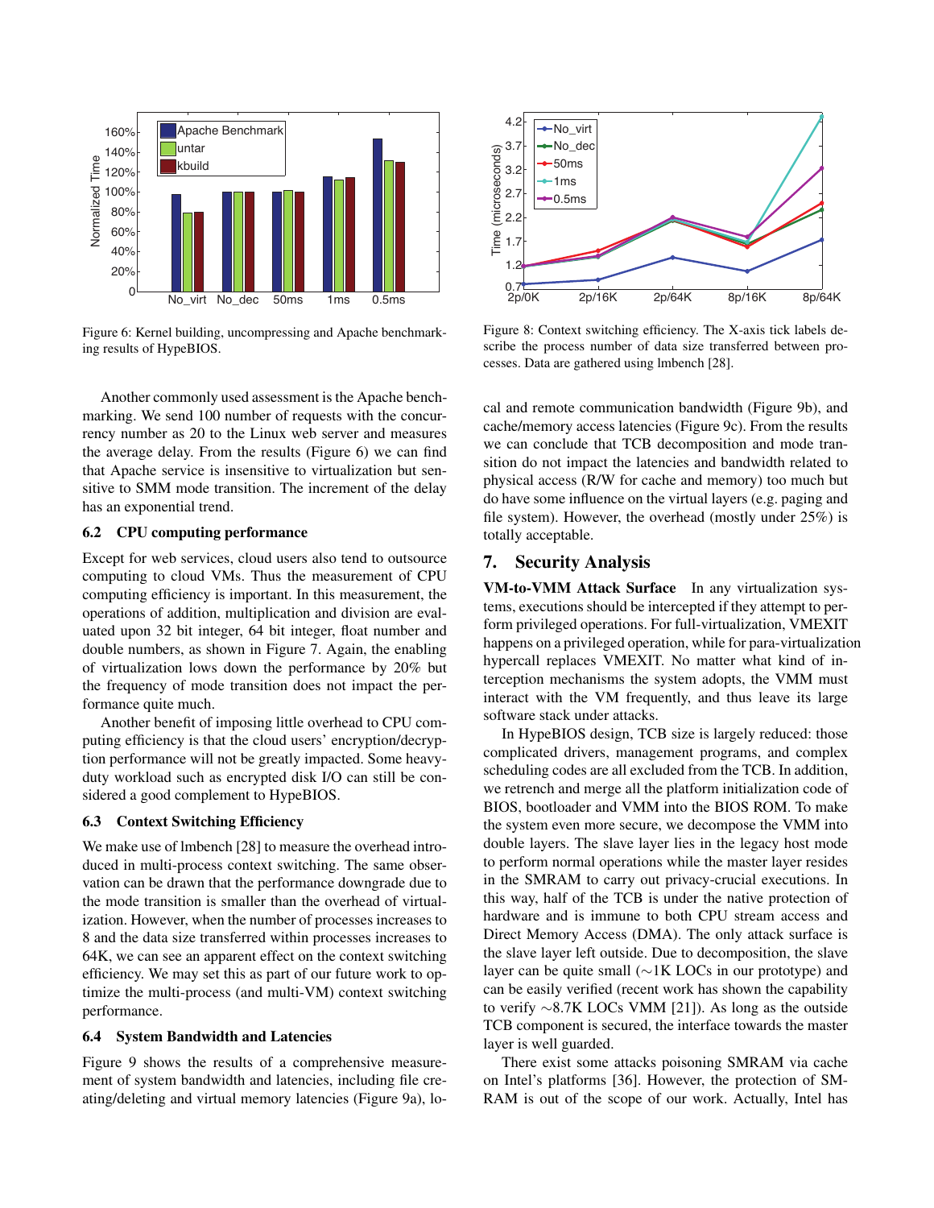Figure 6: Kernel building, uncompressing and Apache benchmarking results of HypeBIOS.

Another commonly used assessment is the Apache benchmarking. We send 100 number of requests with the concurrency number as 20 to the Linux web server and measures the average delay. From the results (Figure 6) we can find that Apache service is insensitive to virtualization but sensitive to SMM mode transition. The increment of the delay has an exponential trend.

### 6.2 CPU computing performance

Except for web services, cloud users also tend to outsource computing to cloud VMs. Thus the measurement of CPU computing efficiency is important. In this measurement, the operations of addition, multiplication and division are evaluated upon 32 bit integer, 64 bit integer, float number and double numbers, as shown in Figure 7. Again, the enabling of virtualization lows down the performance by 20% but the frequency of mode transition does not impact the performance quite much.

Another benefit of imposing little overhead to CPU computing efficiency is that the cloud users' encryption/decryption performance will not be greatly impacted. Some heavy-duty workload such as encrypted disk I/O can still be considered a good complement to HypeBIOS.

### 6.3 Context Switching Efficiency

We make use of lmbench [28] to measure the overhead introduced in multi-process context switching. The same observation can be drawn that the performance downgrade due to the mode transition is smaller than the overhead of virtualization. However, when the number of processes increases to 8 and the data size transferred within processes increases to 64K, we can see an apparent effect on the context switching efficiency. We may set this as part of our future work to optimize the multi-process (and multi-VM) context switching performance.

### 6.4 System Bandwidth and Latencies

Figure 9 shows the results of a comprehensive measurement of system bandwidth and latencies, including file creating/deleting and virtual memory latencies (Figure 9a), local and remote communication bandwidth (Figure 9b), and cache/memory access latencies (Figure 9c). From the results we can conclude that TCB decomposition and mode transition do not impact the latencies and bandwidth related to physical access (R/W for cache and memory) too much but do have some influence on the virtual layers (e.g. paging and file system). However, the overhead (mostly under 25%) is totally acceptable.

Figure 8: Context switching efficiency. The X-axis tick labels describe the process number of data size transferred between processes. Data are gathered using lmbench [28].

## 7. Security Analysis

**VM-to-VMM Attack Surface** In any virtualization systems, executions should be intercepted if they attempt to perform privileged operations. For full-virtualization, VMEXIT happens on a privileged operation, while for para-virtualization hypercall replaces VMEXIT. No matter what kind of interception mechanisms the system adopts, the VMM must interact with the VM frequently, and thus leave its large software stack under attacks.

In HypeBIOS design, TCB size is largely reduced: those complicated drivers, management programs, and complex scheduling codes are all excluded from the TCB. In addition, we retrench and merge all the platform initialization code of BIOS, bootloader and VMM into the BIOS ROM. To make the system even more secure, we decompose the VMM into double layers. The slave layer lies in the legacy host mode to perform normal operations while the master layer resides in the SMRAM to carry out privacy-crucial executions. In this way, half of the TCB is under the native protection of hardware and is immune to both CPU stream access and Direct Memory Access (DMA). The only attack surface is the slave layer left outside. Due to decomposition, the slave layer can be quite small (∼1K LOCs in our prototype) and can be easily verified (recent work has shown the capability to verify ∼8.7K LOCs VMM [21]). As long as the outside TCB component is secured, the interface towards the master layer is well guarded.

There exist some attacks poisoning SMRAM via cache on Intel's platforms [36]. However, the protection of SMRAM is out of the scope of our work. Actually, Intel has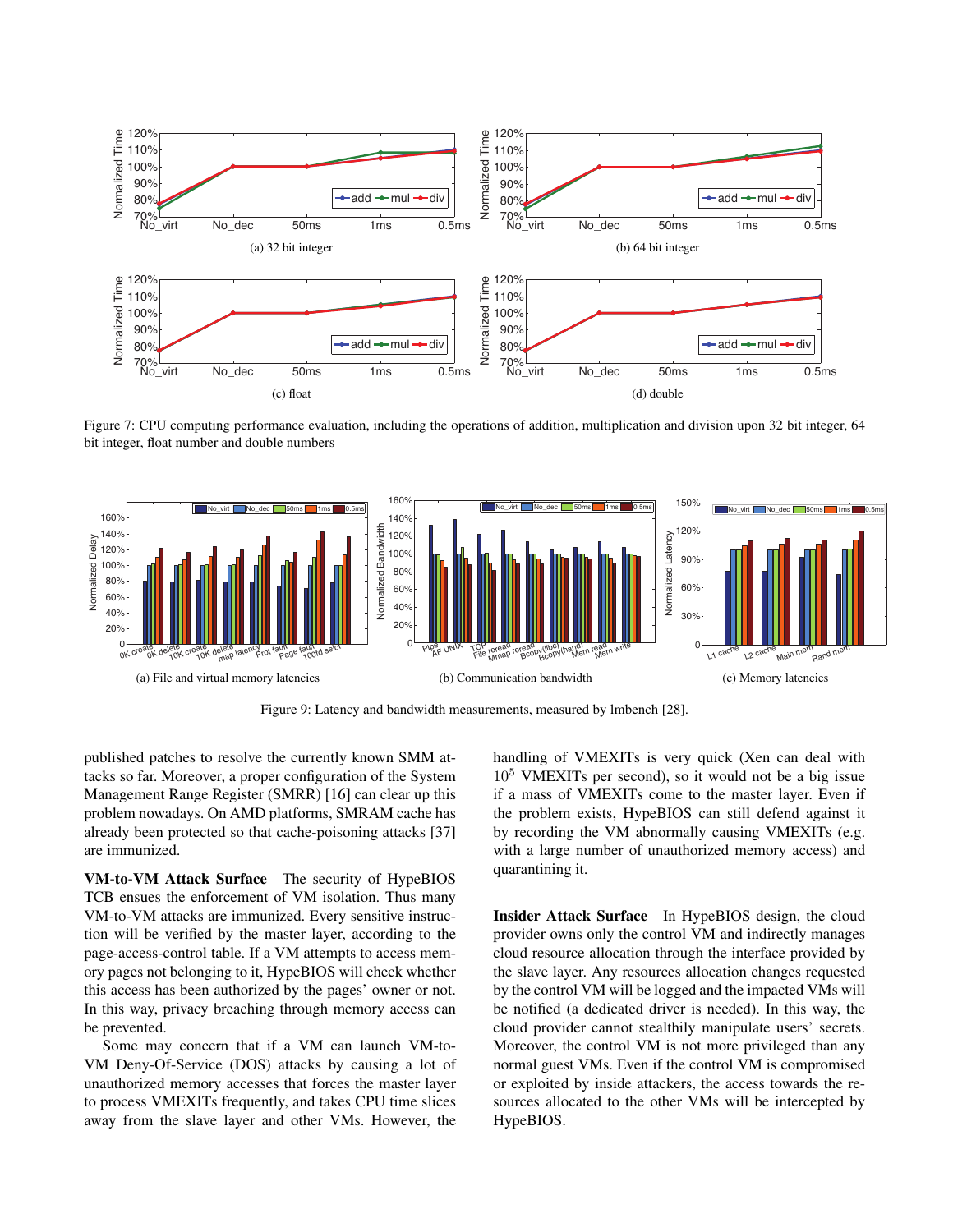(a) 32 bit integer

(b) 64 bit integer

(c) float

(d) double

Figure 7: CPU computing performance evaluation, including the operations of addition, multiplication and division upon 32 bit integer, 64 bit integer, float number and double numbers

(a) File and virtual memory latencies

(b) Communication bandwidth

(c) Memory latencies

Figure 9: Latency and bandwidth measurements, measured by lmbench [28].

published patches to resolve the currently known SMM attacks so far. Moreover, a proper configuration of the System Management Range Register (SMRR) [16] can clear up this problem nowadays. On AMD platforms, SMRAM cache has already been protected so that cache-poisoning attacks [37] are immunized.

**VM-to-VM Attack Surface** The security of HypeBIOS TCB ensues the enforcement of VM isolation. Thus many VM-to-VM attacks are immunized. Every sensitive instruction will be verified by the master layer, according to the page-access-control table. If a VM attempts to access memory pages not belonging to it, HypeBIOS will check whether this access has been authorized by the pages' owner or not. In this way, privacy breaching through memory access can be prevented.

Some may concern that if a VM can launch VM-to-VM Deny-Of-Service (DOS) attacks by causing a lot of unauthorized memory accesses that forces the master layer to process VMEXITs frequently, and takes CPU time slices away from the slave layer and other VMs. However, the handling of VMEXITs is very quick (Xen can deal with $10^5$ VMEXITs per second), so it would not be a big issue if a mass of VMEXITs come to the master layer. Even if the problem exists, HypeBIOS can still defend against it by recording the VM abnormally causing VMEXITs (e.g. with a large number of unauthorized memory access) and quarantining it.

**Insider Attack Surface** In HypeBIOS design, the cloud provider owns only the control VM and indirectly manages cloud resource allocation through the interface provided by the slave layer. Any resources allocation changes requested by the control VM will be logged and the impacted VMs will be notified (a dedicated driver is needed). In this way, the cloud provider cannot stealthily manipulate users' secrets. Moreover, the control VM is not more privileged than any normal guest VMs. Even if the control VM is compromised or exploited by inside attackers, the access towards the resources allocated to the other VMs will be intercepted by HypeBIOS.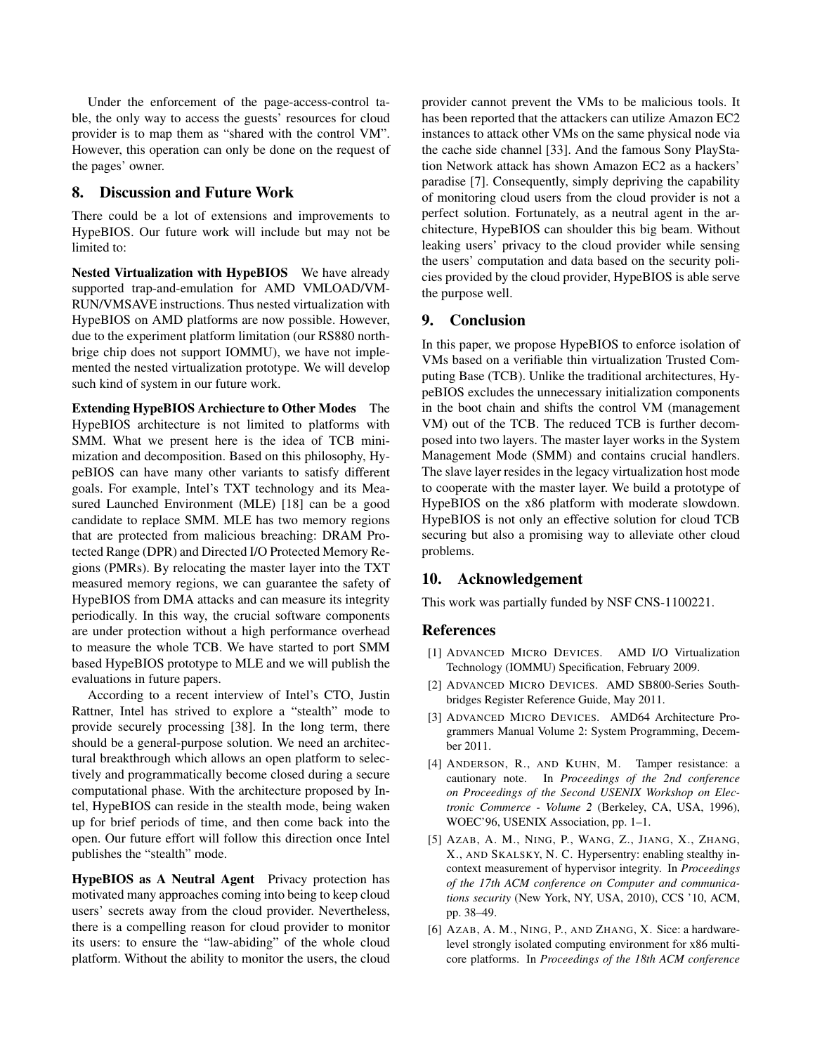Under the enforcement of the page-access-control table, the only way to access the guests' resources for cloud provider is to map them as "shared with the control VM". However, this operation can only be done on the request of the pages' owner.

## 8. Discussion and Future Work

There could be a lot of extensions and improvements to HypeBIOS. Our future work will include but may not be limited to:

**Nested Virtualization with HypeBIOS** We have already supported trap-and-emulation for AMD VMLOAD/VMRUN/VMSAVE instructions. Thus nested virtualization with HypeBIOS on AMD platforms are now possible. However, due to the experiment platform limitation (our RS880 northbrige chip does not support IOMMU), we have not implemented the nested virtualization prototype. We will develop such kind of system in our future work.

**Extending HypeBIOS Archiecture to Other Modes** The HypeBIOS architecture is not limited to platforms with SMM. What we present here is the idea of TCB minimization and decomposition. Based on this philosophy, HypeBIOS can have many other variants to satisfy different goals. For example, Intel's TXT technology and its Measured Launched Environment (MLE) [18] can be a good candidate to replace SMM. MLE has two memory regions that are protected from malicious breaching: DRAM Protected Range (DPR) and Directed I/O Protected Memory Regions (PMRs). By relocating the master layer into the TXT measured memory regions, we can guarantee the safety of HypeBIOS from DMA attacks and can measure its integrity periodically. In this way, the crucial software components are under protection without a high performance overhead to measure the whole TCB. We have started to port SMM based HypeBIOS prototype to MLE and we will publish the evaluations in future papers.

According to a recent interview of Intel's CTO, Justin Rattner, Intel has strived to explore a "stealth" mode to provide securely processing [38]. In the long term, there should be a general-purpose solution. We need an architectural breakthrough which allows an open platform to selectively and programmatically become closed during a secure computational phase. With the architecture proposed by Intel, HypeBIOS can reside in the stealth mode, being waken up for brief periods of time, and then come back into the open. Our future effort will follow this direction once Intel publishes the "stealth" mode.

**HypeBIOS as A Neutral Agent** Privacy protection has motivated many approaches coming into being to keep cloud users' secrets away from the cloud provider. Nevertheless, there is a compelling reason for cloud provider to monitor its users: to ensure the "law-abiding" of the whole cloud platform. Without the ability to monitor the users, the cloud provider cannot prevent the VMs to be malicious tools. It has been reported that the attackers can utilize Amazon EC2 instances to attack other VMs on the same physical node via the cache side channel [33]. And the famous Sony PlayStation Network attack has shown Amazon EC2 as a hackers' paradise [7]. Consequently, simply depriving the capability of monitoring cloud users from the cloud provider is not a perfect solution. Fortunately, as a neutral agent in the architecture, HypeBIOS can shoulder this big beam. Without leaking users' privacy to the cloud provider while sensing the users' computation and data based on the security policies provided by the cloud provider, HypeBIOS is able serve the purpose well.

## 9. Conclusion

In this paper, we propose HypeBIOS to enforce isolation of VMs based on a verifiable thin virtualization Trusted Computing Base (TCB). Unlike the traditional architectures, HypeBIOS excludes the unnecessary initialization components in the boot chain and shifts the control VM (management VM) out of the TCB. The reduced TCB is further decomposed into two layers. The master layer works in the System Management Mode (SMM) and contains crucial handlers. The slave layer resides in the legacy virtualization host mode to cooperate with the master layer. We build a prototype of HypeBIOS on the x86 platform with moderate slowdown. HypeBIOS is not only an effective solution for cloud TCB securing but also a promising way to alleviate other cloud problems.

## 10. Acknowledgement

This work was partially funded by NSF CNS-1100221.

## References

[1] ADVANCED MICRO DEVICES. AMD I/O Virtualization Technology (IOMMU) Specification, February 2009.

[2] ADVANCED MICRO DEVICES. AMD SB800-Series Southbridges Register Reference Guide, May 2011.

[3] ADVANCED MICRO DEVICES. AMD64 Architecture Programmers Manual Volume 2: System Programming, December 2011.

[4] ANDERSON, R., AND KUHN, M. Tamper resistance: a cautionary note. In *Proceedings of the 2nd conference on Proceedings of the Second USENIX Workshop on Electronic Commerce - Volume 2* (Berkeley, CA, USA, 1996), WOEC'96, USENIX Association, pp. 1–1.

[5] AZAB, A. M., NING, P., WANG, Z., JIANG, X., ZHANG, X., AND SKALSKY, N. C. Hypersentry: enabling stealthy in-context measurement of hypervisor integrity. In *Proceedings of the 17th ACM conference on Computer and communications security* (New York, NY, USA, 2010), CCS '10, ACM, pp. 38–49.

[6] AZAB, A. M., NING, P., AND ZHANG, X. Sice: a hardware-level strongly isolated computing environment for x86 multi-core platforms. In *Proceedings of the 18th ACM conference*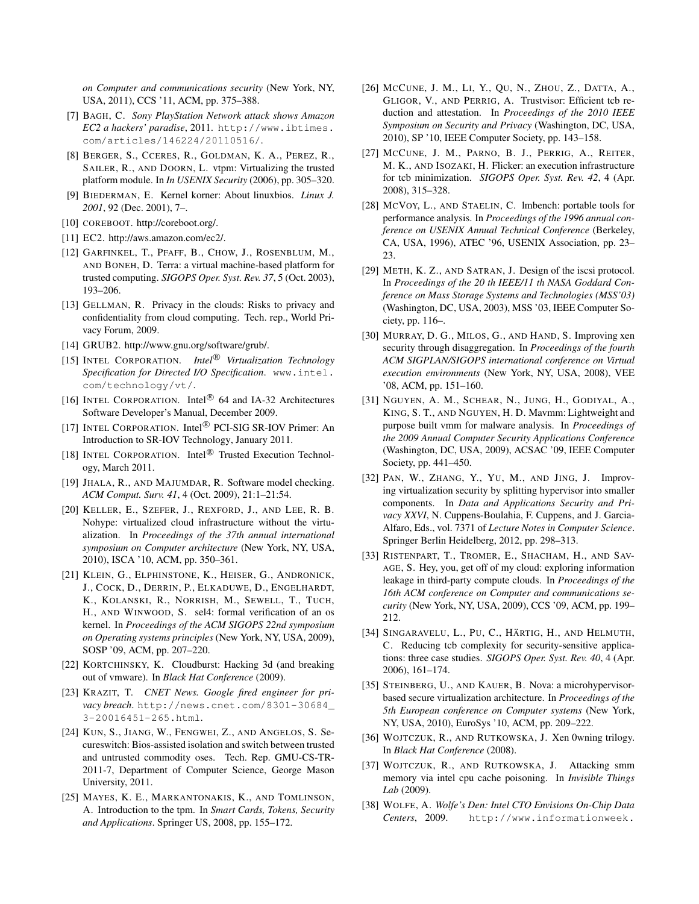*on Computer and communications security* (New York, NY, USA, 2011), CCS '11, ACM, pp. 375–388.

[7] BAGH, C. *Sony PlayStation Network attack shows Amazon EC2 a hackers' paradise*, 2011. http://www.ibtimes.com/articles/146224/20110516/.

[8] BERGER, S., CCERES, R., GOLDMAN, K. A., PEREZ, R., SAILER, R., AND DOORN, L. vtpm: Virtualizing the trusted platform module. In *In USENIX Security* (2006), pp. 305–320.

[9] BIEDERMAN, E. Kernel korner: About linuxbios. *Linux J. 2001*, 92 (Dec. 2001), 7–.

[10] COREBOOT. http://coreboot.org/.

[11] EC2. http://aws.amazon.com/ec2/.

[12] GARFINKEL, T., PFAFF, B., CHOW, J., ROSENBLUM, M., AND BONEH, D. Terra: a virtual machine-based platform for trusted computing. *SIGOPS Oper. Syst. Rev. 37*, 5 (Oct. 2003), 193–206.

[13] GELLMAN, R. Privacy in the clouds: Risks to privacy and confidentiality from cloud computing. Tech. rep., World Privacy Forum, 2009.

[14] GRUB2. http://www.gnu.org/software/grub/.

[15] INTEL CORPORATION. *Intel® Virtualization Technology Specification for Directed I/O Specification*. www.intel.com/technology/vt/.

[16] INTEL CORPORATION. Intel® 64 and IA-32 Architectures Software Developer's Manual, December 2009.

[17] INTEL CORPORATION. Intel® PCI-SIG SR-IOV Primer: An Introduction to SR-IOV Technology, January 2011.

[18] INTEL CORPORATION. Intel® Trusted Execution Technology, March 2011.

[19] JHALA, R., AND MAJUMDAR, R. Software model checking. *ACM Comput. Surv. 41*, 4 (Oct. 2009), 21:1–21:54.

[20] KELLER, E., SZEFER, J., REXFORD, J., AND LEE, R. B. Nohype: virtualized cloud infrastructure without the virtualization. In *Proceedings of the 37th annual international symposium on Computer architecture* (New York, NY, USA, 2010), ISCA '10, ACM, pp. 350–361.

[21] KLEIN, G., ELPHINSTONE, K., HEISER, G., ANDRONICK, J., COCK, D., DERRIN, P., ELKADUWE, D., ENGELHARDT, K., KOLANSKI, R., NORRISH, M., SEWELL, T., TUCH, H., AND WINWOOD, S. sel4: formal verification of an os kernel. In *Proceedings of the ACM SIGOPS 22nd symposium on Operating systems principles* (New York, NY, USA, 2009), SOSP '09, ACM, pp. 207–220.

[22] KORTCHINSKY, K. Cloudburst: Hacking 3d (and breaking out of vmware). In *Black Hat Conference* (2009).

[23] KRAZIT, T. *CNET News. Google fired engineer for privacy breach*. http://news.cnet.com/8301-30684_3-20016451-265.html.

[24] KUN, S., JIANG, W., FENGWEI, Z., AND ANGELOS, S. Secureswitch: Bios-assisted isolation and switch between trusted and untrusted commodity oses. Tech. Rep. GMU-CS-TR-2011-7, Department of Computer Science, George Mason University, 2011.

[25] MAYES, K. E., MARKANTONAKIS, K., AND TOMLINSON, A. Introduction to the tpm. In *Smart Cards, Tokens, Security and Applications*. Springer US, 2008, pp. 155–172.

[26] MCCUNE, J. M., LI, Y., QU, N., ZHOU, Z., DATTA, A., GLIGOR, V., AND PERRIG, A. Trustvisor: Efficient tcb reduction and attestation. In *Proceedings of the 2010 IEEE Symposium on Security and Privacy* (Washington, DC, USA, 2010), SP '10, IEEE Computer Society, pp. 143–158.

[27] MCCUNE, J. M., PARNO, B. J., PERRIG, A., REITER, M. K., AND ISOZAKI, H. Flicker: an execution infrastructure for tcb minimization. *SIGOPS Oper. Syst. Rev. 42*, 4 (Apr. 2008), 315–328.

[28] MCVOY, L., AND STAELIN, C. lmbench: portable tools for performance analysis. In *Proceedings of the 1996 annual conference on USENIX Annual Technical Conference* (Berkeley, CA, USA, 1996), ATEC '96, USENIX Association, pp. 23–23.

[29] METH, K. Z., AND SATRAN, J. Design of the iscsi protocol. In *Proceedings of the 20 th IEEE/11 th NASA Goddard Conference on Mass Storage Systems and Technologies (MSS'03)* (Washington, DC, USA, 2003), MSS '03, IEEE Computer Society, pp. 116–.

[30] MURRAY, D. G., MILOS, G., AND HAND, S. Improving xen security through disaggregation. In *Proceedings of the fourth ACM SIGPLAN/SIGOPS international conference on Virtual execution environments* (New York, NY, USA, 2008), VEE '08, ACM, pp. 151–160.

[31] NGUYEN, A. M., SCHEAR, N., JUNG, H., GODIYAL, A., KING, S. T., AND NGUYEN, H. D. Mavmm: Lightweight and purpose built vmm for malware analysis. In *Proceedings of the 2009 Annual Computer Security Applications Conference* (Washington, DC, USA, 2009), ACSAC '09, IEEE Computer Society, pp. 441–450.

[32] PAN, W., ZHANG, Y., YU, M., AND JING, J. Improving virtualization security by splitting hypervisor into smaller components. In *Data and Applications Security and Privacy XXVI*, N. Cuppens-Boulahia, F. Cuppens, and J. Garcia-Alfaro, Eds., vol. 7371 of *Lecture Notes in Computer Science*. Springer Berlin Heidelberg, 2012, pp. 298–313.

[33] RISTENPART, T., TROMER, E., SHACHAM, H., AND SAVAGE, S. Hey, you, get off of my cloud: exploring information leakage in third-party compute clouds. In *Proceedings of the 16th ACM conference on Computer and communications security* (New York, NY, USA, 2009), CCS '09, ACM, pp. 199–212.

[34] SINGARAVELU, L., PU, C., HÄRTIG, H., AND HELMUTH, C. Reducing tcb complexity for security-sensitive applications: three case studies. *SIGOPS Oper. Syst. Rev. 40*, 4 (Apr. 2006), 161–174.

[35] STEINBERG, U., AND KAUER, B. Nova: a microhypervisor-based secure virtualization architecture. In *Proceedings of the 5th European conference on Computer systems* (New York, NY, USA, 2010), EuroSys '10, ACM, pp. 209–222.

[36] WOJTCZUK, R., AND RUTKOWSKA, J. Xen 0wning trilogy. In *Black Hat Conference* (2008).

[37] WOJTCZUK, R., AND RUTKOWSKA, J. Attacking smm memory via intel cpu cache poisoning. In *Invisible Things Lab* (2009).

[38] WOLFE, A. *Wolfe's Den: Intel CTO Envisions On-Chip Data Centers*, 2009. http://www.informationweek.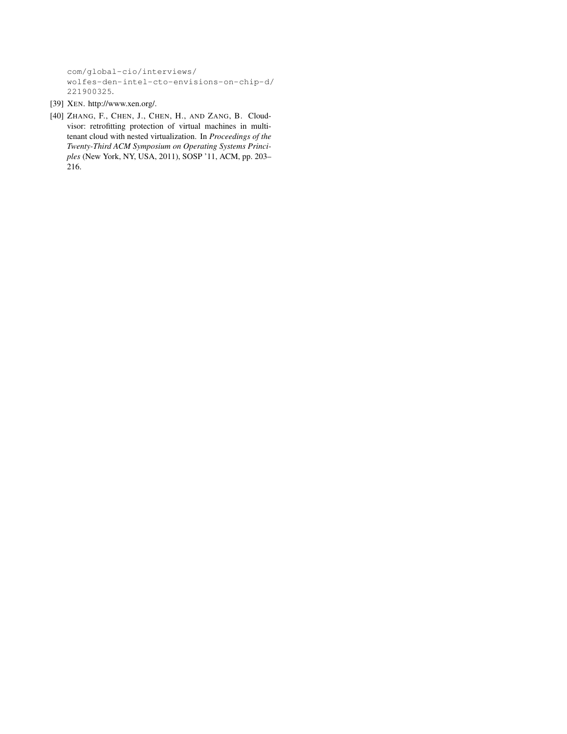com/global-cio/interviews/wolfes-den-intel-cto-envisions-on-chip-d/221900325.

[39] XEN. http://www.xen.org/.

[40] ZHANG, F., CHEN, J., CHEN, H., AND ZANG, B. Cloudvisor: retrofitting protection of virtual machines in multi-tenant cloud with nested virtualization. In *Proceedings of the Twenty-Third ACM Symposium on Operating Systems Principles* (New York, NY, USA, 2011), SOSP '11, ACM, pp. 203–216.